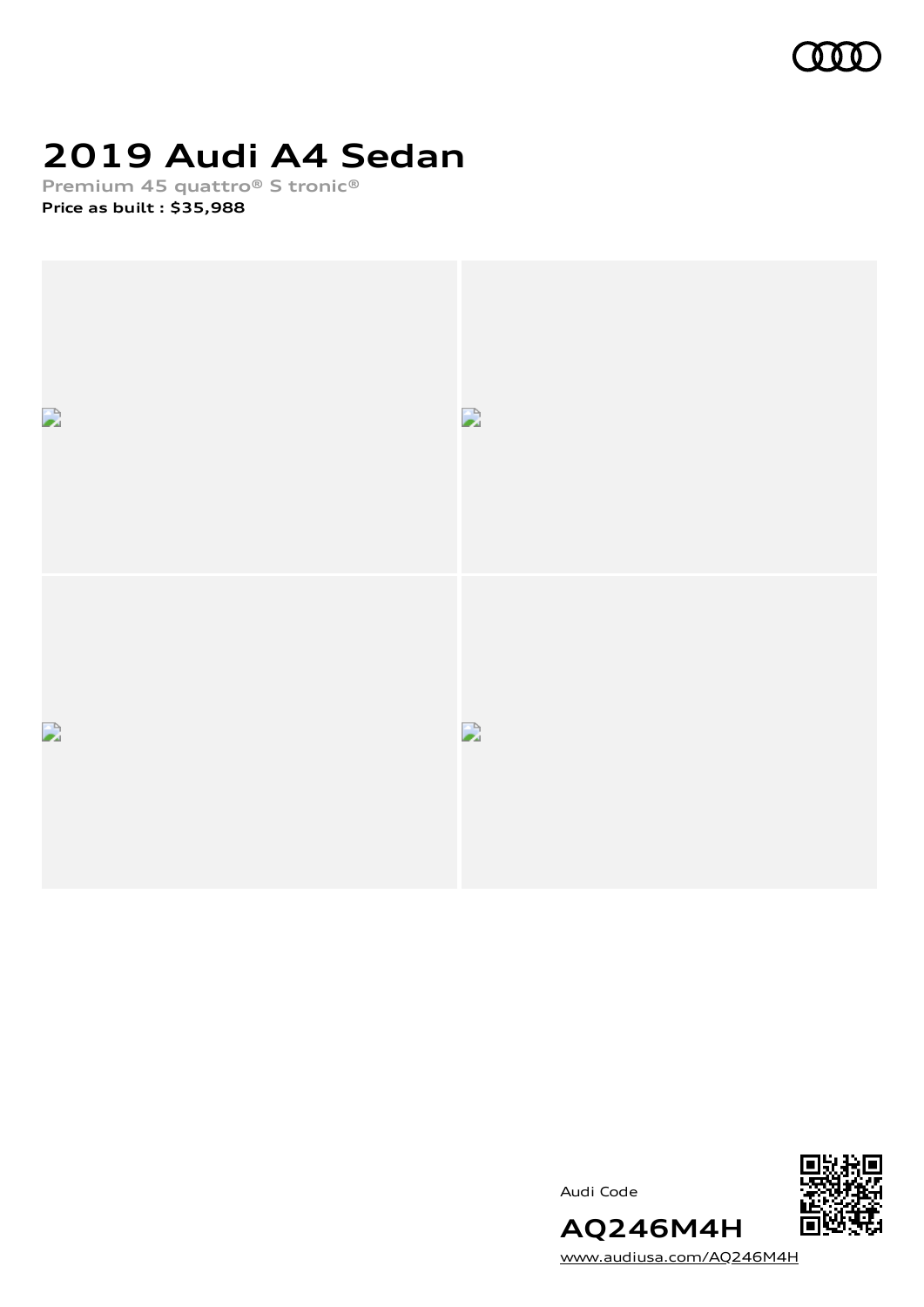# 2019 Audi A4 Sedan

Premium 45 quattro® S tronic®

**Price as built : $35,988**

Audi Code

**AQ246M4H**

www.audiusa.com/AQ246M4H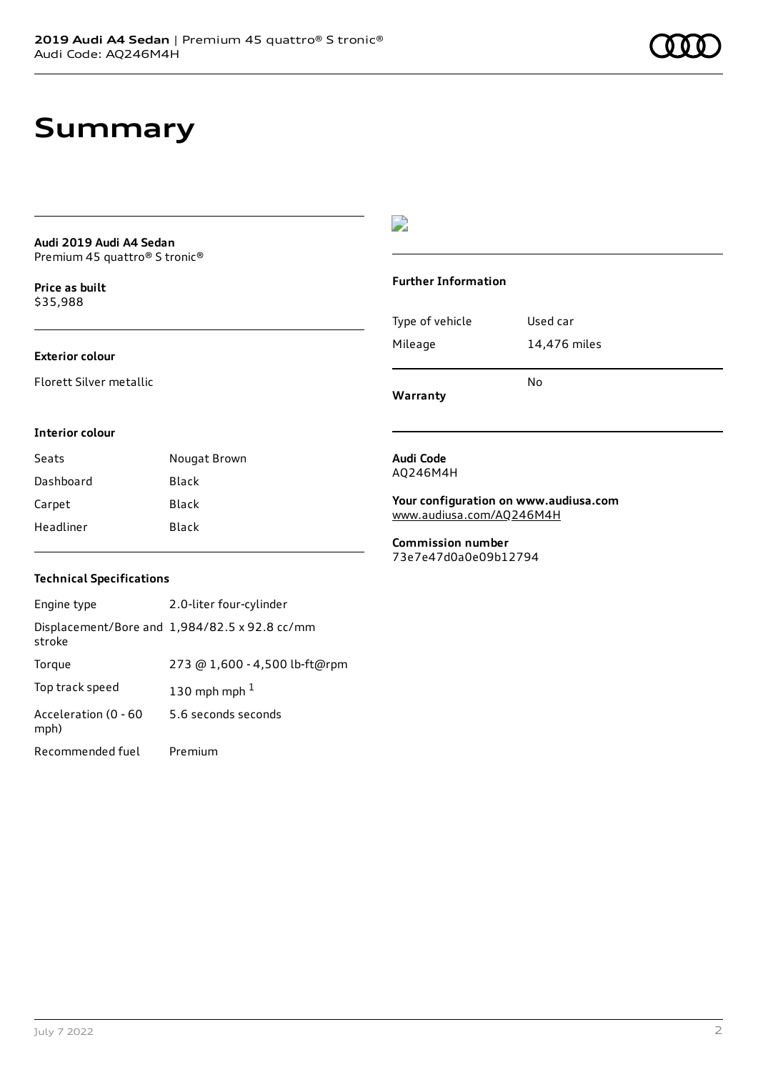# Summary

**Audi 2019 Audi A4 Sedan**
Premium 45 quattro® S tronic®

**Price as built**
$35,988

**Exterior colour**

Florett Silver metallic

**Interior colour**

| Seats | Nougat Brown |
|---|---|
| Dashboard | Black |
| Carpet | Black |
| Headliner | Black |

**Technical Specifications**

| Engine type | 2.0-liter four-cylinder |
|---|---|
| Displacement/Bore and stroke | 1,984/82.5 x 92.8 cc/mm |
| Torque | 273 @ 1,600 - 4,500 lb-ft@rpm |
| Top track speed | 130 mph mph [1] |
| Acceleration (0 - 60 mph) | 5.6 seconds seconds |
| Recommended fuel | Premium |

**Further Information**

| Type of vehicle | Used car |
|---|---|
| Mileage | 14,476 miles |
| **Warranty** | No |

**Audi Code**
AQ246M4H

**Your configuration on www.audiusa.com**
www.audiusa.com/AQ246M4H

**Commission number**
73e7e47d0a0e09b12794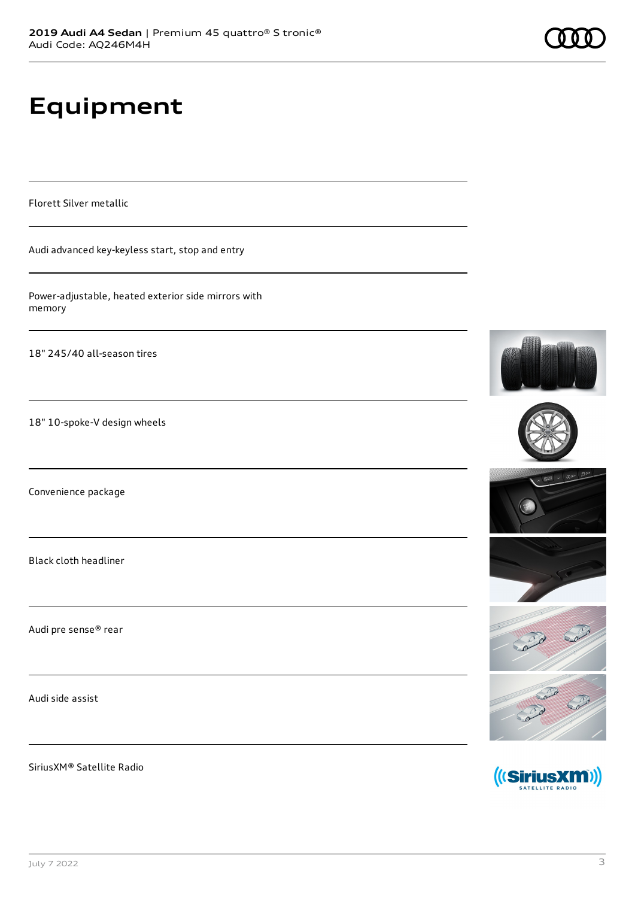# Equipment

Florett Silver metallic

Audi advanced key-keyless start, stop and entry

Power-adjustable, heated exterior side mirrors with memory

18" 245/40 all-season tires

18" 10-spoke-V design wheels

Convenience package

Black cloth headliner

Audi pre sense® rear

Audi side assist

SiriusXM® Satellite Radio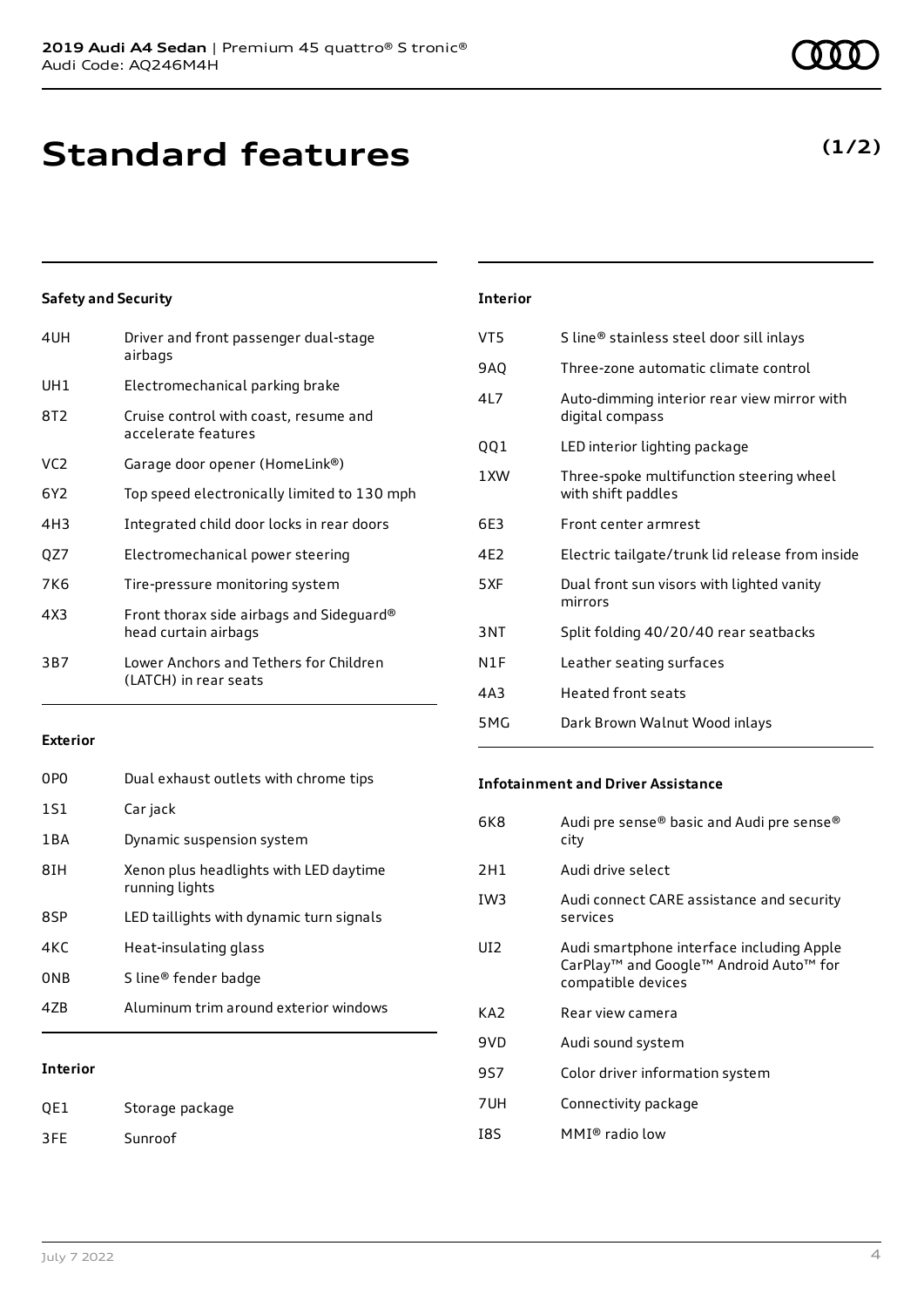# Standard features

**(1/2)**

### Safety and Security

| | |
|---|---|
| 4UH | Driver and front passenger dual-stage airbags |
| UH1 | Electromechanical parking brake |
| 8T2 | Cruise control with coast, resume and accelerate features |
| VC2 | Garage door opener (HomeLink®) |
| 6Y2 | Top speed electronically limited to 130 mph |
| 4H3 | Integrated child door locks in rear doors |
| QZ7 | Electromechanical power steering |
| 7K6 | Tire-pressure monitoring system |
| 4X3 | Front thorax side airbags and Sideguard® head curtain airbags |
| 3B7 | Lower Anchors and Tethers for Children (LATCH) in rear seats |

### Exterior

| | |
|---|---|
| 0P0 | Dual exhaust outlets with chrome tips |
| 1S1 | Car jack |
| 1BA | Dynamic suspension system |
| 8IH | Xenon plus headlights with LED daytime running lights |
| 8SP | LED taillights with dynamic turn signals |
| 4KC | Heat-insulating glass |
| 0NB | S line® fender badge |
| 4ZB | Aluminum trim around exterior windows |

### Interior

| | |
|---|---|
| QE1 | Storage package |
| 3FE | Sunroof |
| VT5 | S line® stainless steel door sill inlays |
| 9AQ | Three-zone automatic climate control |
| 4L7 | Auto-dimming interior rear view mirror with digital compass |
| QQ1 | LED interior lighting package |
| 1XW | Three-spoke multifunction steering wheel with shift paddles |
| 6E3 | Front center armrest |
| 4E2 | Electric tailgate/trunk lid release from inside |
| 5XF | Dual front sun visors with lighted vanity mirrors |
| 3NT | Split folding 40/20/40 rear seatbacks |
| N1F | Leather seating surfaces |
| 4A3 | Heated front seats |
| 5MG | Dark Brown Walnut Wood inlays |

### Infotainment and Driver Assistance

| | |
|---|---|
| 6K8 | Audi pre sense® basic and Audi pre sense® city |
| 2H1 | Audi drive select |
| IW3 | Audi connect CARE assistance and security services |
| UI2 | Audi smartphone interface including Apple CarPlay™ and Google™ Android Auto™ for compatible devices |
| KA2 | Rear view camera |
| 9VD | Audi sound system |
| 9S7 | Color driver information system |
| 7UH | Connectivity package |
| I8S | MMI® radio low |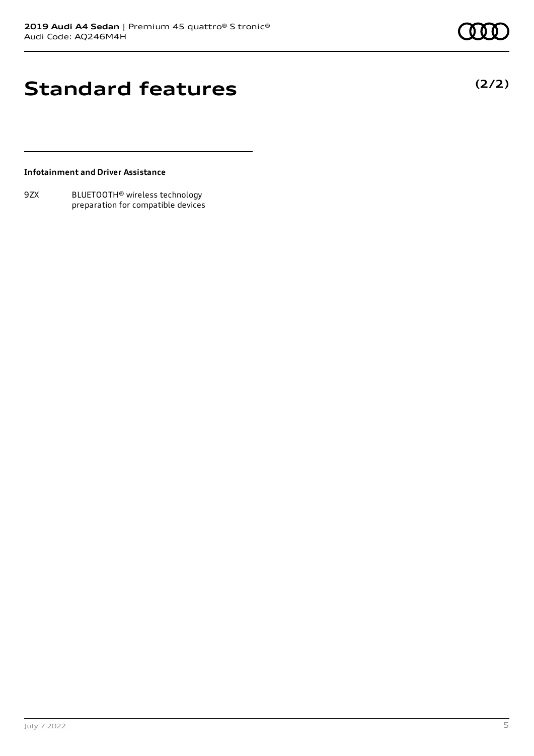# Standard features

**(2/2)**

**Infotainment and Driver Assistance**

| | |
|---|---|
| 9ZX | BLUETOOTH® wireless technology preparation for compatible devices |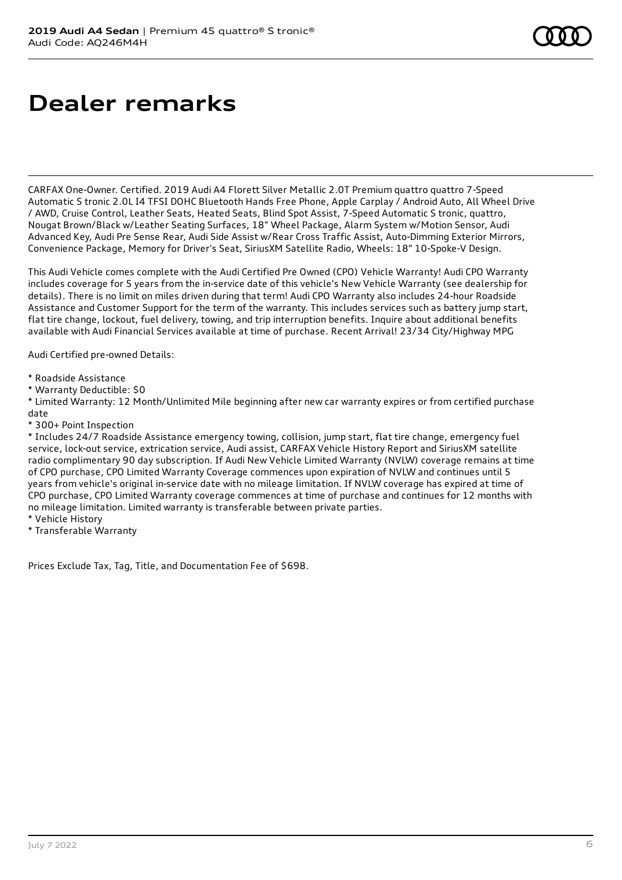# Dealer remarks

CARFAX One-Owner. Certified. 2019 Audi A4 Florett Silver Metallic 2.0T Premium quattro quattro 7-Speed Automatic S tronic 2.0L I4 TFSI DOHC Bluetooth Hands Free Phone, Apple Carplay / Android Auto, All Wheel Drive / AWD, Cruise Control, Leather Seats, Heated Seats, Blind Spot Assist, 7-Speed Automatic S tronic, quattro, Nougat Brown/Black w/Leather Seating Surfaces, 18" Wheel Package, Alarm System w/Motion Sensor, Audi Advanced Key, Audi Pre Sense Rear, Audi Side Assist w/Rear Cross Traffic Assist, Auto-Dimming Exterior Mirrors, Convenience Package, Memory for Driver's Seat, SiriusXM Satellite Radio, Wheels: 18" 10-Spoke-V Design.

This Audi Vehicle comes complete with the Audi Certified Pre Owned (CPO) Vehicle Warranty! Audi CPO Warranty includes coverage for 5 years from the in-service date of this vehicle's New Vehicle Warranty (see dealership for details). There is no limit on miles driven during that term! Audi CPO Warranty also includes 24-hour Roadside Assistance and Customer Support for the term of the warranty. This includes services such as battery jump start, flat tire change, lockout, fuel delivery, towing, and trip interruption benefits. Inquire about additional benefits available with Audi Financial Services available at time of purchase. Recent Arrival! 23/34 City/Highway MPG

Audi Certified pre-owned Details:

* Roadside Assistance
* Warranty Deductible: $0
* Limited Warranty: 12 Month/Unlimited Mile beginning after new car warranty expires or from certified purchase date
* 300+ Point Inspection
* Includes 24/7 Roadside Assistance emergency towing, collision, jump start, flat tire change, emergency fuel service, lock-out service, extrication service, Audi assist, CARFAX Vehicle History Report and SiriusXM satellite radio complimentary 90 day subscription. If Audi New Vehicle Limited Warranty (NVLW) coverage remains at time of CPO purchase, CPO Limited Warranty Coverage commences upon expiration of NVLW and continues until 5 years from vehicle's original in-service date with no mileage limitation. If NVLW coverage has expired at time of CPO purchase, CPO Limited Warranty coverage commences at time of purchase and continues for 12 months with no mileage limitation. Limited warranty is transferable between private parties.
* Vehicle History
* Transferable Warranty

Prices Exclude Tax, Tag, Title, and Documentation Fee of $698.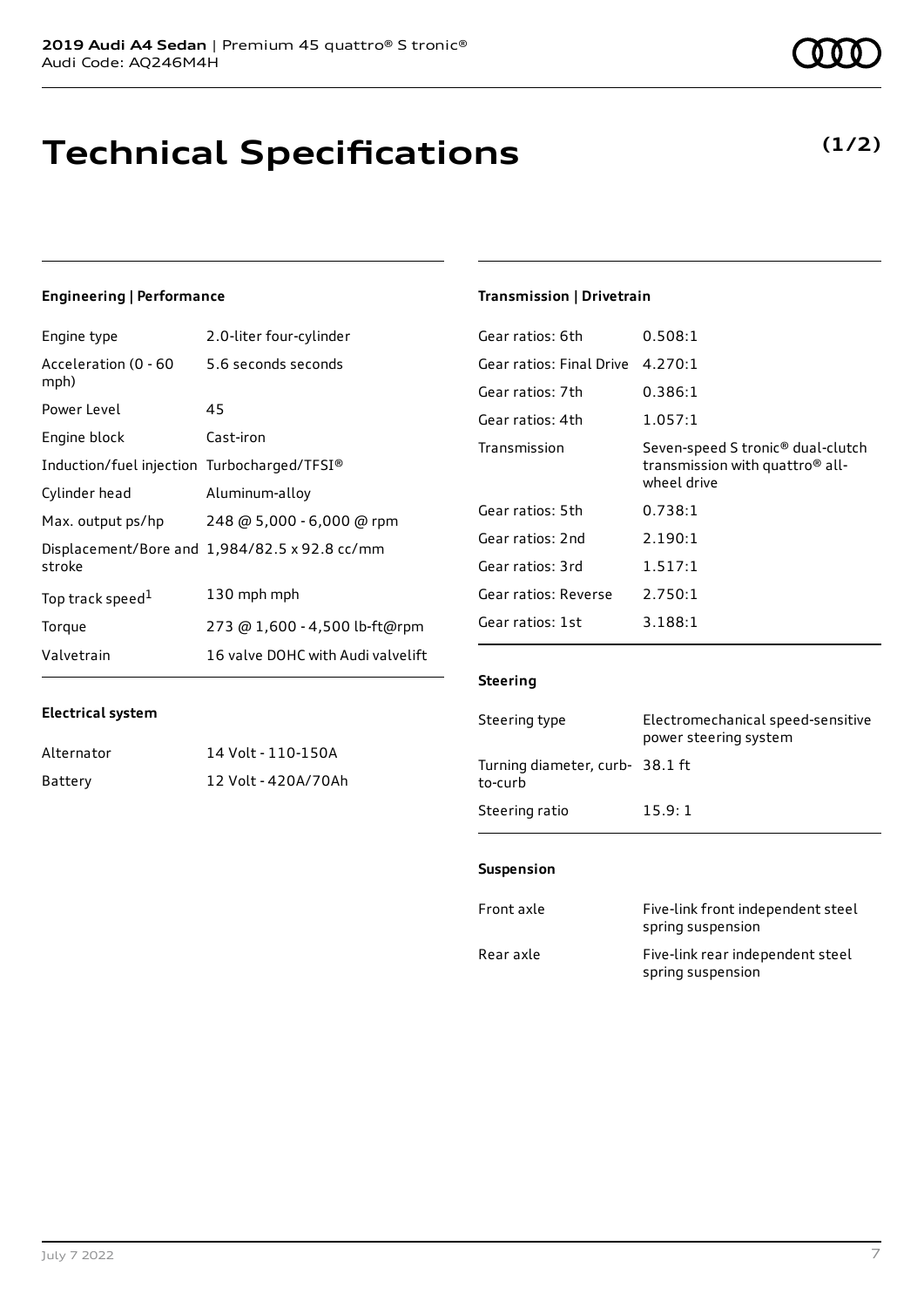**2019 Audi A4 Sedan** | Premium 45 quattro® S tronic®
Audi Code: AQ246M4H

# Technical Specifications

**(1/2)**

### Engineering | Performance

| | |
|---|---|
| Engine type | 2.0-liter four-cylinder |
| Acceleration (0 - 60 mph) | 5.6 seconds seconds |
| Power Level | 45 |
| Engine block | Cast-iron |
| Induction/fuel injection | Turbocharged/TFSI® |
| Cylinder head | Aluminum-alloy |
| Max. output ps/hp | 248 @ 5,000 - 6,000 @ rpm |
| Displacement/Bore and stroke | 1,984/82.5 x 92.8 cc/mm |
| Top track speed[1] | 130 mph mph |
| Torque | 273 @ 1,600 - 4,500 lb-ft@rpm |
| Valvetrain | 16 valve DOHC with Audi valvelift |

### Electrical system

| | |
|---|---|
| Alternator | 14 Volt - 110-150A |
| Battery | 12 Volt - 420A/70Ah |

### Transmission | Drivetrain

| | |
|---|---|
| Gear ratios: 6th | 0.508:1 |
| Gear ratios: Final Drive | 4.270:1 |
| Gear ratios: 7th | 0.386:1 |
| Gear ratios: 4th | 1.057:1 |
| Transmission | Seven-speed S tronic® dual-clutch transmission with quattro® all-wheel drive |
| Gear ratios: 5th | 0.738:1 |
| Gear ratios: 2nd | 2.190:1 |
| Gear ratios: 3rd | 1.517:1 |
| Gear ratios: Reverse | 2.750:1 |
| Gear ratios: 1st | 3.188:1 |

### Steering

| | |
|---|---|
| Steering type | Electromechanical speed-sensitive power steering system |
| Turning diameter, curb-to-curb | 38.1 ft |
| Steering ratio | 15.9: 1 |

### Suspension

| | |
|---|---|
| Front axle | Five-link front independent steel spring suspension |
| Rear axle | Five-link rear independent steel spring suspension |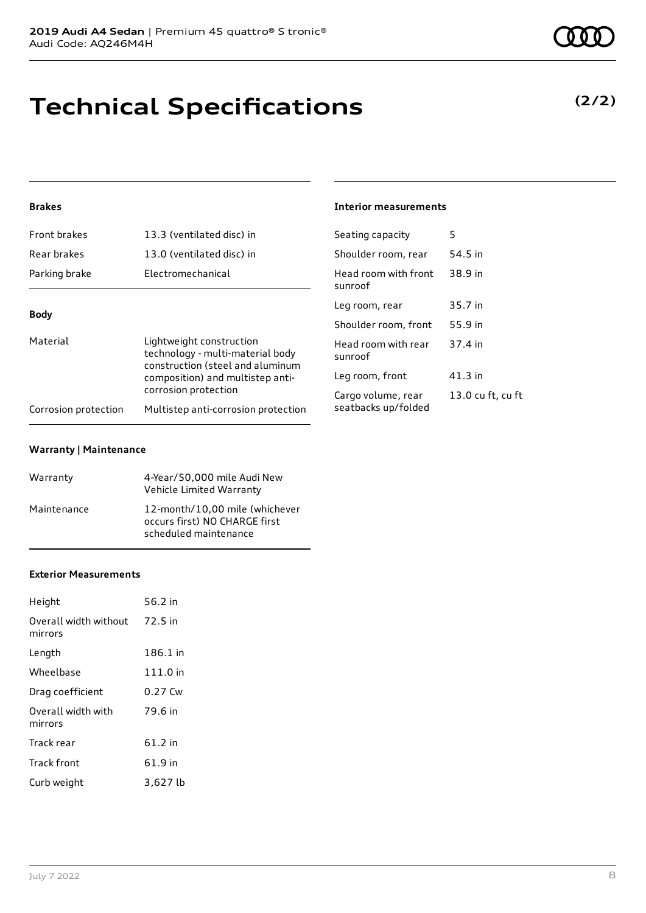# Technical Specifications

**(2/2)**

#### Brakes

| | |
|---|---|
| Front brakes | 13.3 (ventilated disc) in |
| Rear brakes | 13.0 (ventilated disc) in |
| Parking brake | Electromechanical |

#### Body

| | |
|---|---|
| Material | Lightweight construction technology - multi-material body construction (steel and aluminum composition) and multistep anti-corrosion protection |
| Corrosion protection | Multistep anti-corrosion protection |

#### Warranty | Maintenance

| | |
|---|---|
| Warranty | 4-Year/50,000 mile Audi New Vehicle Limited Warranty |
| Maintenance | 12-month/10,00 mile (whichever occurs first) NO CHARGE first scheduled maintenance |

#### Exterior Measurements

| | |
|---|---|
| Height | 56.2 in |
| Overall width without mirrors | 72.5 in |
| Length | 186.1 in |
| Wheelbase | 111.0 in |
| Drag coefficient | 0.27 Cw |
| Overall width with mirrors | 79.6 in |
| Track rear | 61.2 in |
| Track front | 61.9 in |
| Curb weight | 3,627 lb |

#### Interior measurements

| | |
|---|---|
| Seating capacity | 5 |
| Shoulder room, rear | 54.5 in |
| Head room with front sunroof | 38.9 in |
| Leg room, rear | 35.7 in |
| Shoulder room, front | 55.9 in |
| Head room with rear sunroof | 37.4 in |
| Leg room, front | 41.3 in |
| Cargo volume, rear seatbacks up/folded | 13.0 cu ft, cu ft |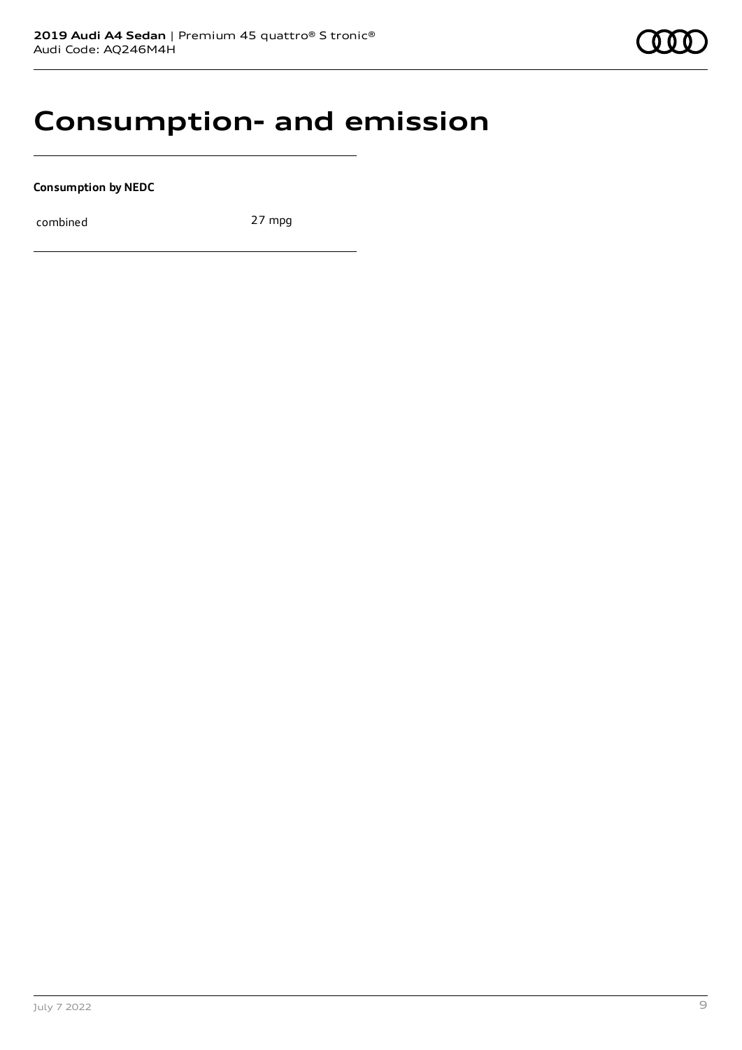# Consumption- and emission

**Consumption by NEDC**

| | |
|---|---|
| combined | 27 mpg |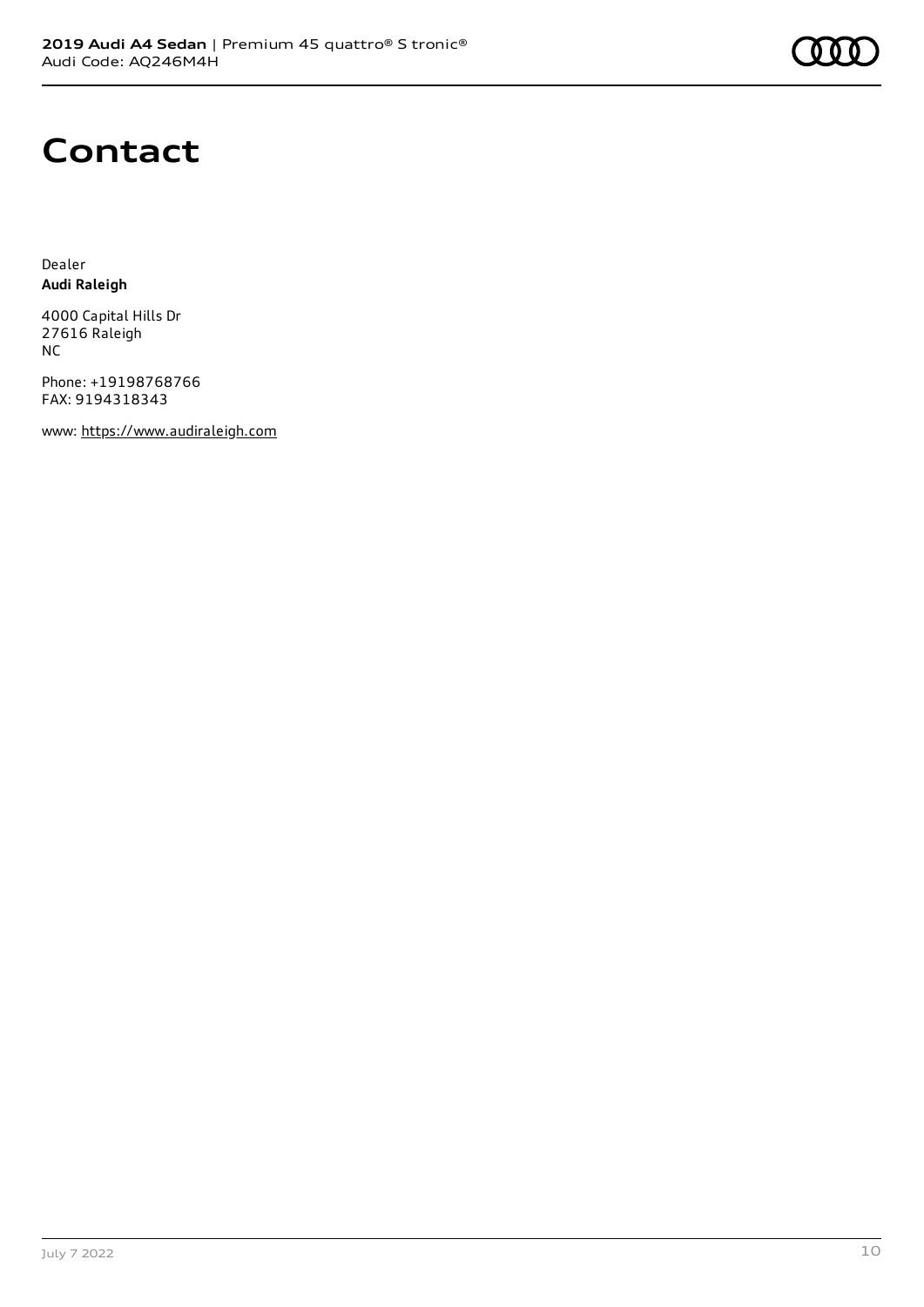# Contact

Dealer
**Audi Raleigh**

4000 Capital Hills Dr
27616 Raleigh
NC

Phone: +19198768766
FAX: 9194318343

www: https://www.audiraleigh.com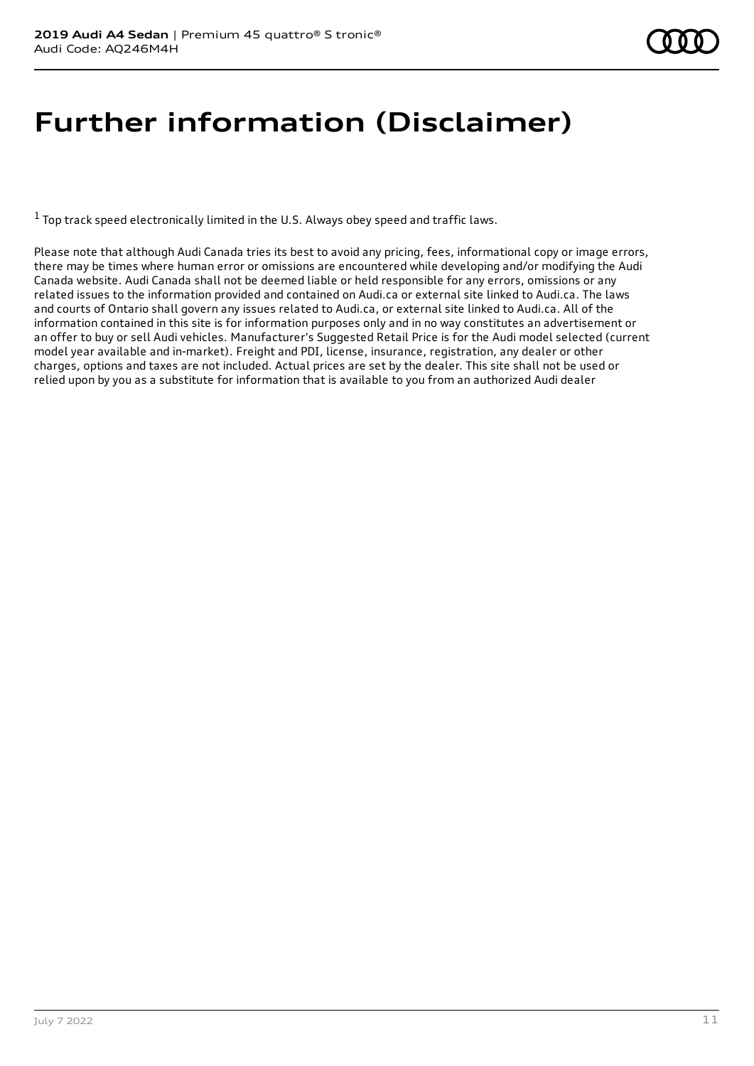# Further information (Disclaimer)

[1] Top track speed electronically limited in the U.S. Always obey speed and traffic laws.

Please note that although Audi Canada tries its best to avoid any pricing, fees, informational copy or image errors, there may be times where human error or omissions are encountered while developing and/or modifying the Audi Canada website. Audi Canada shall not be deemed liable or held responsible for any errors, omissions or any related issues to the information provided and contained on Audi.ca or external site linked to Audi.ca. The laws and courts of Ontario shall govern any issues related to Audi.ca, or external site linked to Audi.ca. All of the information contained in this site is for information purposes only and in no way constitutes an advertisement or an offer to buy or sell Audi vehicles. Manufacturer's Suggested Retail Price is for the Audi model selected (current model year available and in-market). Freight and PDI, license, insurance, registration, any dealer or other charges, options and taxes are not included. Actual prices are set by the dealer. This site shall not be used or relied upon by you as a substitute for information that is available to you from an authorized Audi dealer